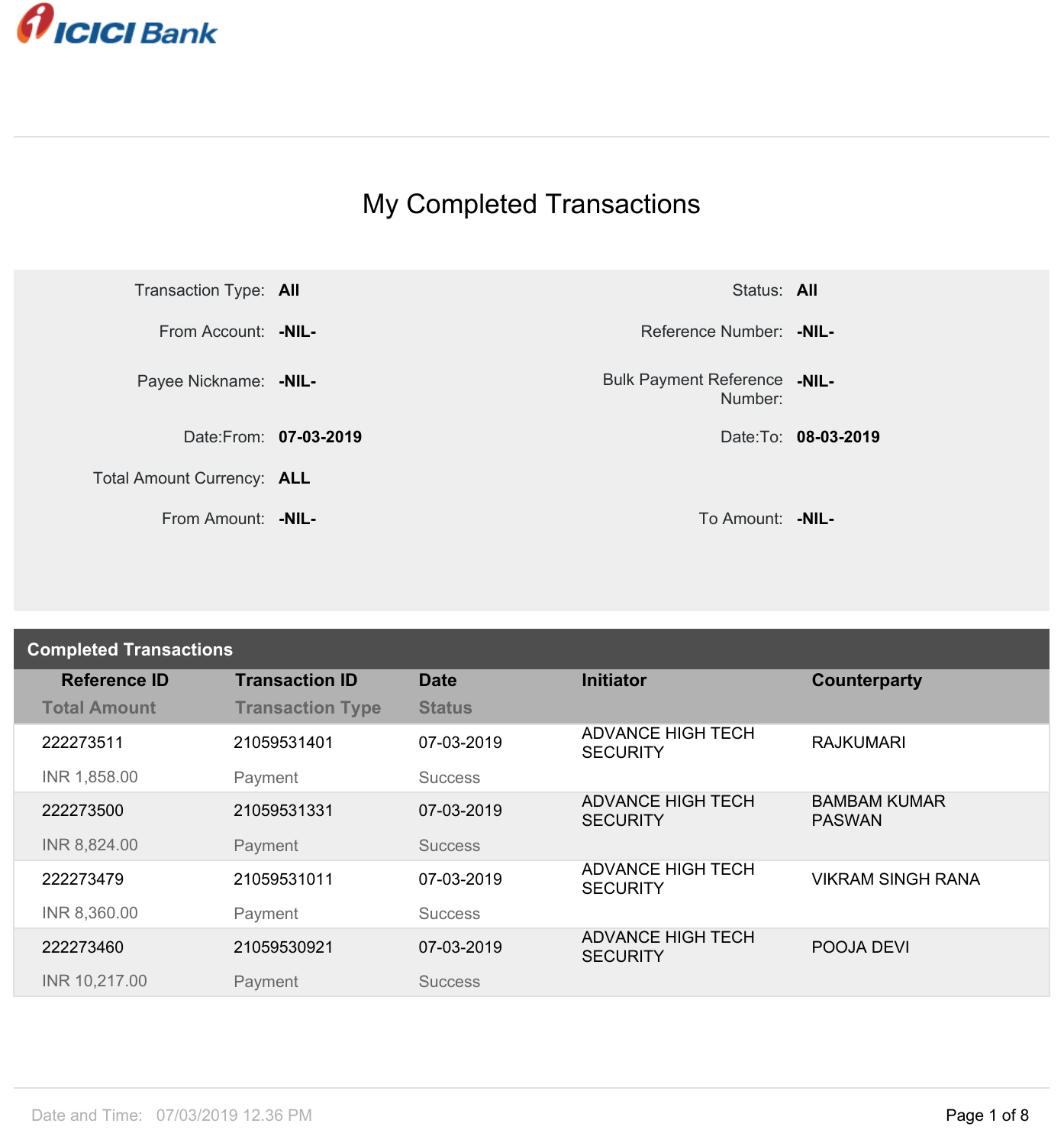ICICI Bank

# My Completed Transactions

| | | | |
|---|---|---|---|
| Transaction Type: | **All** | Status: | **All** |
| From Account: | **-NIL-** | Reference Number: | **-NIL-** |
| Payee Nickname: | **-NIL-** | Bulk Payment Reference Number: | **-NIL-** |
| Date:From: | **07-03-2019** | Date:To: | **08-03-2019** |
| Total Amount Currency: | **ALL** | | |
| From Amount: | **-NIL-** | To Amount: | **-NIL-** |

## Completed Transactions

| Reference ID / Total Amount | Transaction ID / Transaction Type | Date / Status | Initiator | Counterparty |
|---|---|---|---|---|
| 222273511 / INR 1,858.00 | 21059531401 / Payment | 07-03-2019 / Success | ADVANCE HIGH TECH SECURITY | RAJKUMARI |
| 222273500 / INR 8,824.00 | 21059531331 / Payment | 07-03-2019 / Success | ADVANCE HIGH TECH SECURITY | BAMBAM KUMAR PASWAN |
| 222273479 / INR 8,360.00 | 21059531011 / Payment | 07-03-2019 / Success | ADVANCE HIGH TECH SECURITY | VIKRAM SINGH RANA |
| 222273460 / INR 10,217.00 | 21059530921 / Payment | 07-03-2019 / Success | ADVANCE HIGH TECH SECURITY | POOJA DEVI |

Date and Time: 07/03/2019 12.36 PM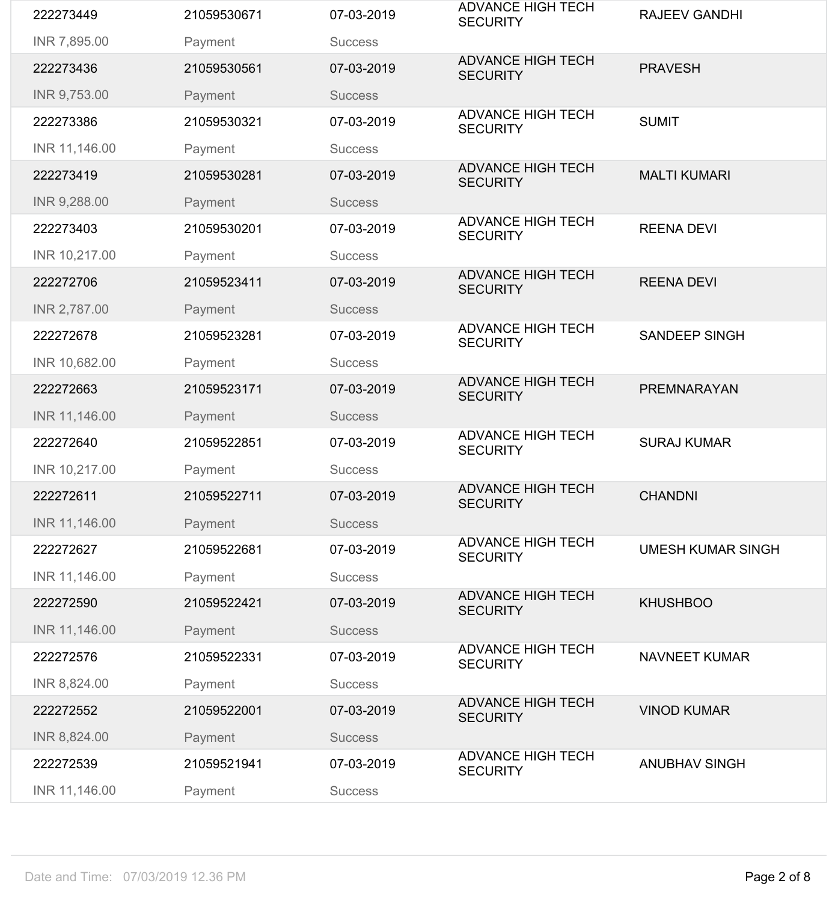| | | | | |
|---|---|---|---|---|
| 222273449 | 21059530671 | 07-03-2019 | ADVANCE HIGH TECH SECURITY | RAJEEV GANDHI |
| INR 7,895.00 | Payment | Success | | |
| 222273436 | 21059530561 | 07-03-2019 | ADVANCE HIGH TECH SECURITY | PRAVESH |
| INR 9,753.00 | Payment | Success | | |
| 222273386 | 21059530321 | 07-03-2019 | ADVANCE HIGH TECH SECURITY | SUMIT |
| INR 11,146.00 | Payment | Success | | |
| 222273419 | 21059530281 | 07-03-2019 | ADVANCE HIGH TECH SECURITY | MALTI KUMARI |
| INR 9,288.00 | Payment | Success | | |
| 222273403 | 21059530201 | 07-03-2019 | ADVANCE HIGH TECH SECURITY | REENA DEVI |
| INR 10,217.00 | Payment | Success | | |
| 222272706 | 21059523411 | 07-03-2019 | ADVANCE HIGH TECH SECURITY | REENA DEVI |
| INR 2,787.00 | Payment | Success | | |
| 222272678 | 21059523281 | 07-03-2019 | ADVANCE HIGH TECH SECURITY | SANDEEP SINGH |
| INR 10,682.00 | Payment | Success | | |
| 222272663 | 21059523171 | 07-03-2019 | ADVANCE HIGH TECH SECURITY | PREMNARAYAN |
| INR 11,146.00 | Payment | Success | | |
| 222272640 | 21059522851 | 07-03-2019 | ADVANCE HIGH TECH SECURITY | SURAJ KUMAR |
| INR 10,217.00 | Payment | Success | | |
| 222272611 | 21059522711 | 07-03-2019 | ADVANCE HIGH TECH SECURITY | CHANDNI |
| INR 11,146.00 | Payment | Success | | |
| 222272627 | 21059522681 | 07-03-2019 | ADVANCE HIGH TECH SECURITY | UMESH KUMAR SINGH |
| INR 11,146.00 | Payment | Success | | |
| 222272590 | 21059522421 | 07-03-2019 | ADVANCE HIGH TECH SECURITY | KHUSHBOO |
| INR 11,146.00 | Payment | Success | | |
| 222272576 | 21059522331 | 07-03-2019 | ADVANCE HIGH TECH SECURITY | NAVNEET KUMAR |
| INR 8,824.00 | Payment | Success | | |
| 222272552 | 21059522001 | 07-03-2019 | ADVANCE HIGH TECH SECURITY | VINOD KUMAR |
| INR 8,824.00 | Payment | Success | | |
| 222272539 | 21059521941 | 07-03-2019 | ADVANCE HIGH TECH SECURITY | ANUBHAV SINGH |
| INR 11,146.00 | Payment | Success | | |

Date and Time: 07/03/2019 12.36 PM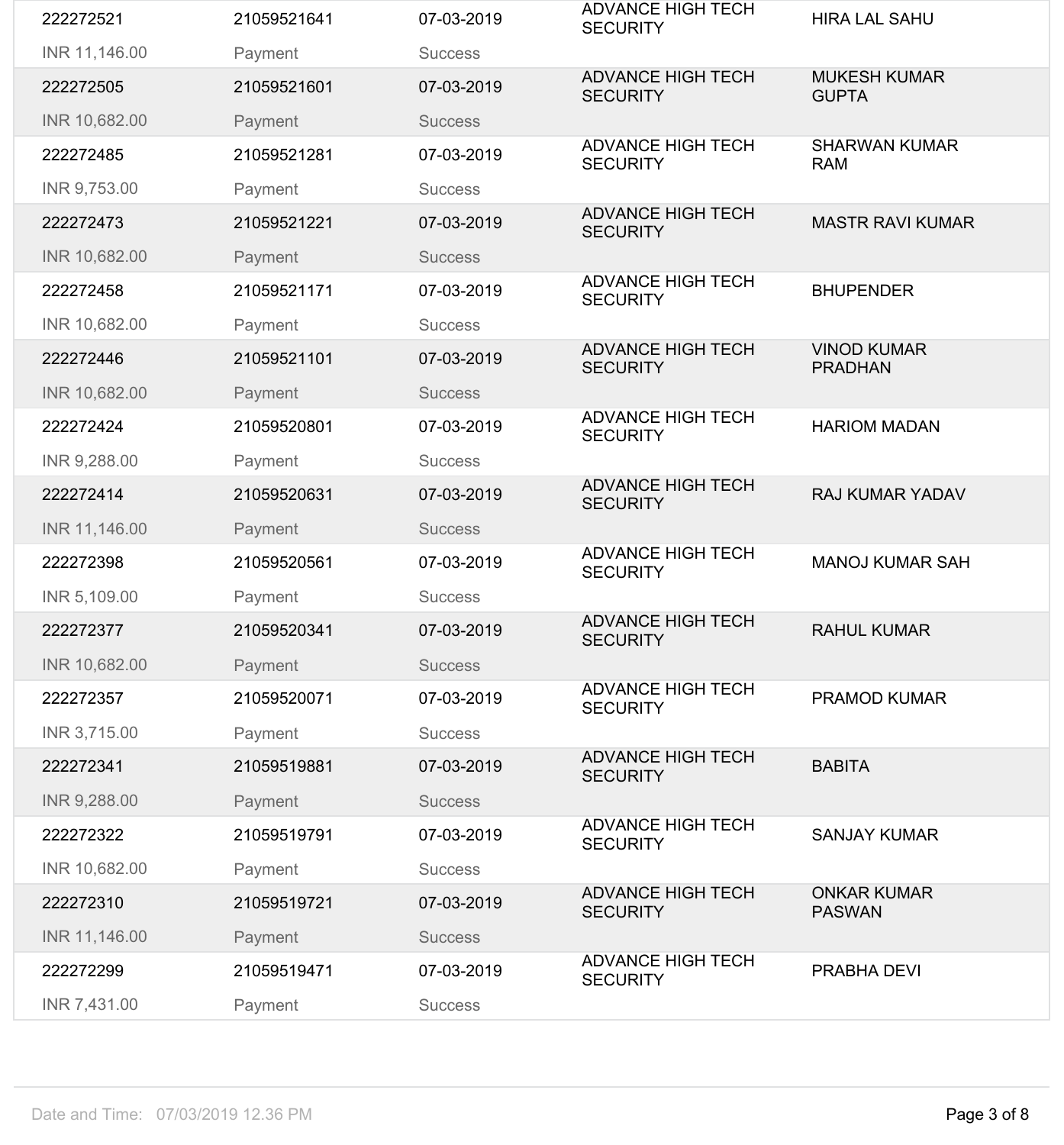| | | | | |
|---|---|---|---|---|
| 222272521<br>INR 11,146.00 | 21059521641<br>Payment | 07-03-2019<br>Success | ADVANCE HIGH TECH SECURITY | HIRA LAL SAHU |
| 222272505<br>INR 10,682.00 | 21059521601<br>Payment | 07-03-2019<br>Success | ADVANCE HIGH TECH SECURITY | MUKESH KUMAR GUPTA |
| 222272485<br>INR 9,753.00 | 21059521281<br>Payment | 07-03-2019<br>Success | ADVANCE HIGH TECH SECURITY | SHARWAN KUMAR RAM |
| 222272473<br>INR 10,682.00 | 21059521221<br>Payment | 07-03-2019<br>Success | ADVANCE HIGH TECH SECURITY | MASTR RAVI KUMAR |
| 222272458<br>INR 10,682.00 | 21059521171<br>Payment | 07-03-2019<br>Success | ADVANCE HIGH TECH SECURITY | BHUPENDER |
| 222272446<br>INR 10,682.00 | 21059521101<br>Payment | 07-03-2019<br>Success | ADVANCE HIGH TECH SECURITY | VINOD KUMAR PRADHAN |
| 222272424<br>INR 9,288.00 | 21059520801<br>Payment | 07-03-2019<br>Success | ADVANCE HIGH TECH SECURITY | HARIOM MADAN |
| 222272414<br>INR 11,146.00 | 21059520631<br>Payment | 07-03-2019<br>Success | ADVANCE HIGH TECH SECURITY | RAJ KUMAR YADAV |
| 222272398<br>INR 5,109.00 | 21059520561<br>Payment | 07-03-2019<br>Success | ADVANCE HIGH TECH SECURITY | MANOJ KUMAR SAH |
| 222272377<br>INR 10,682.00 | 21059520341<br>Payment | 07-03-2019<br>Success | ADVANCE HIGH TECH SECURITY | RAHUL KUMAR |
| 222272357<br>INR 3,715.00 | 21059520071<br>Payment | 07-03-2019<br>Success | ADVANCE HIGH TECH SECURITY | PRAMOD KUMAR |
| 222272341<br>INR 9,288.00 | 21059519881<br>Payment | 07-03-2019<br>Success | ADVANCE HIGH TECH SECURITY | BABITA |
| 222272322<br>INR 10,682.00 | 21059519791<br>Payment | 07-03-2019<br>Success | ADVANCE HIGH TECH SECURITY | SANJAY KUMAR |
| 222272310<br>INR 11,146.00 | 21059519721<br>Payment | 07-03-2019<br>Success | ADVANCE HIGH TECH SECURITY | ONKAR KUMAR PASWAN |
| 222272299<br>INR 7,431.00 | 21059519471<br>Payment | 07-03-2019<br>Success | ADVANCE HIGH TECH SECURITY | PRABHA DEVI |

Date and Time: 07/03/2019 12.36 PM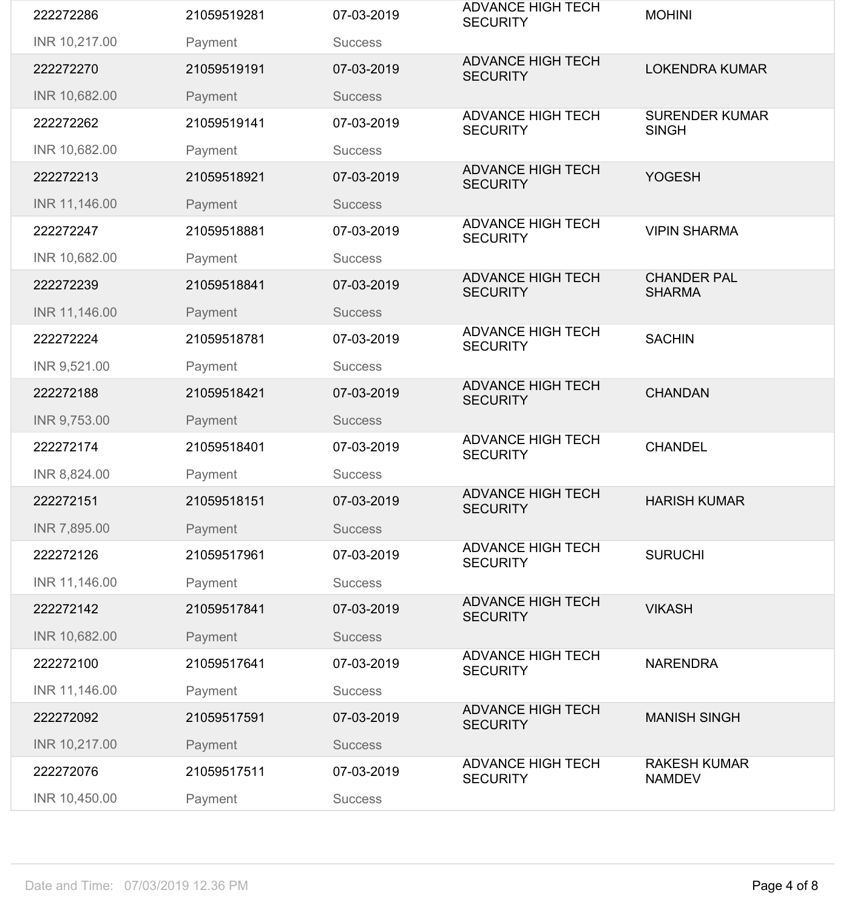| | | | | |
|---|---|---|---|---|
| 222272286 | 21059519281 | 07-03-2019 | ADVANCE HIGH TECH SECURITY | MOHINI |
| INR 10,217.00 | Payment | Success | | |
| 222272270 | 21059519191 | 07-03-2019 | ADVANCE HIGH TECH SECURITY | LOKENDRA KUMAR |
| INR 10,682.00 | Payment | Success | | |
| 222272262 | 21059519141 | 07-03-2019 | ADVANCE HIGH TECH SECURITY | SURENDER KUMAR SINGH |
| INR 10,682.00 | Payment | Success | | |
| 222272213 | 21059518921 | 07-03-2019 | ADVANCE HIGH TECH SECURITY | YOGESH |
| INR 11,146.00 | Payment | Success | | |
| 222272247 | 21059518881 | 07-03-2019 | ADVANCE HIGH TECH SECURITY | VIPIN SHARMA |
| INR 10,682.00 | Payment | Success | | |
| 222272239 | 21059518841 | 07-03-2019 | ADVANCE HIGH TECH SECURITY | CHANDER PAL SHARMA |
| INR 11,146.00 | Payment | Success | | |
| 222272224 | 21059518781 | 07-03-2019 | ADVANCE HIGH TECH SECURITY | SACHIN |
| INR 9,521.00 | Payment | Success | | |
| 222272188 | 21059518421 | 07-03-2019 | ADVANCE HIGH TECH SECURITY | CHANDAN |
| INR 9,753.00 | Payment | Success | | |
| 222272174 | 21059518401 | 07-03-2019 | ADVANCE HIGH TECH SECURITY | CHANDEL |
| INR 8,824.00 | Payment | Success | | |
| 222272151 | 21059518151 | 07-03-2019 | ADVANCE HIGH TECH SECURITY | HARISH KUMAR |
| INR 7,895.00 | Payment | Success | | |
| 222272126 | 21059517961 | 07-03-2019 | ADVANCE HIGH TECH SECURITY | SURUCHI |
| INR 11,146.00 | Payment | Success | | |
| 222272142 | 21059517841 | 07-03-2019 | ADVANCE HIGH TECH SECURITY | VIKASH |
| INR 10,682.00 | Payment | Success | | |
| 222272100 | 21059517641 | 07-03-2019 | ADVANCE HIGH TECH SECURITY | NARENDRA |
| INR 11,146.00 | Payment | Success | | |
| 222272092 | 21059517591 | 07-03-2019 | ADVANCE HIGH TECH SECURITY | MANISH SINGH |
| INR 10,217.00 | Payment | Success | | |
| 222272076 | 21059517511 | 07-03-2019 | ADVANCE HIGH TECH SECURITY | RAKESH KUMAR NAMDEV |
| INR 10,450.00 | Payment | Success | | |

Date and Time: 07/03/2019 12.36 PM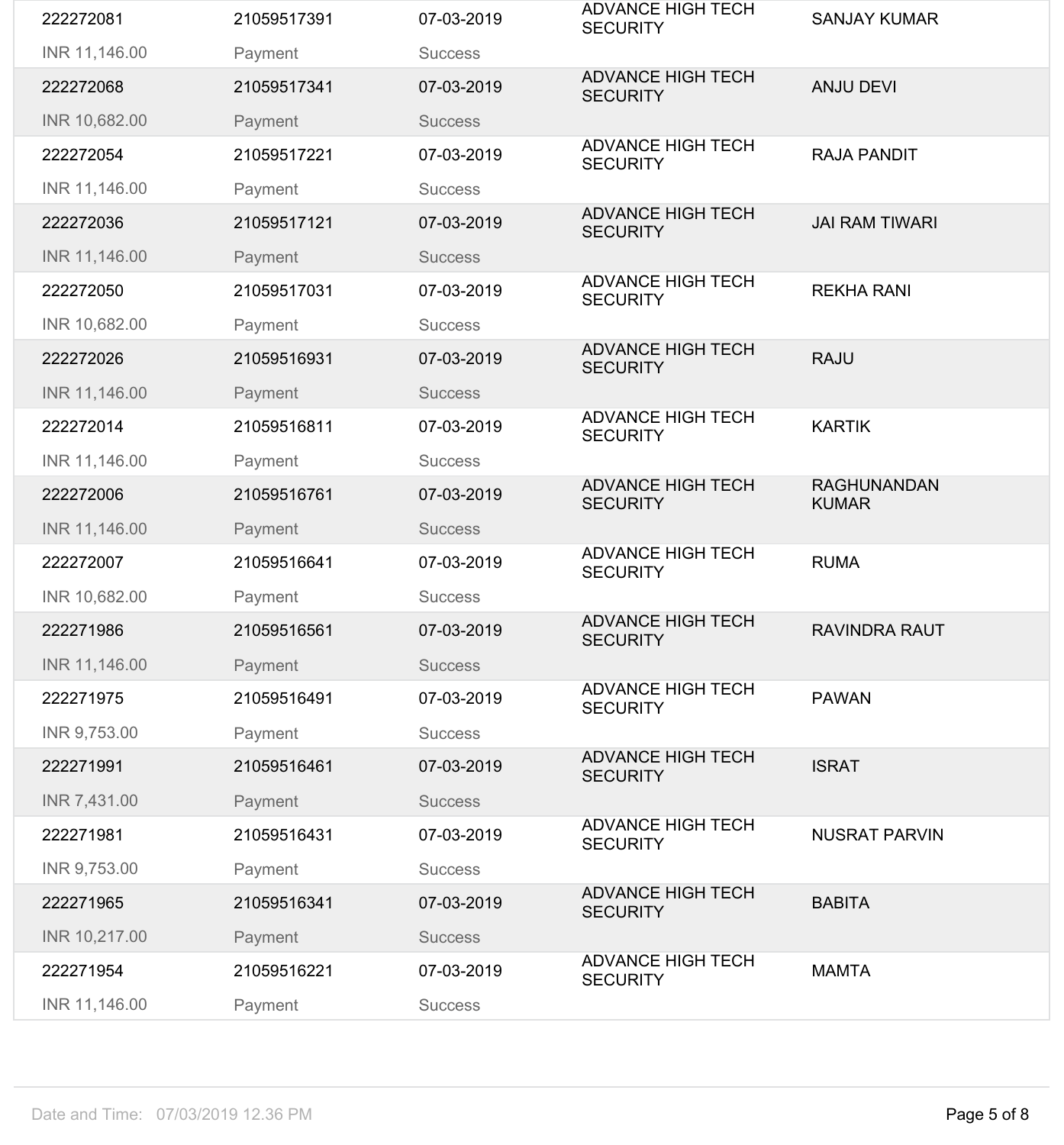| | | | | |
|---|---|---|---|---|
| 222272081 | 21059517391 | 07-03-2019 | ADVANCE HIGH TECH SECURITY | SANJAY KUMAR |
| INR 11,146.00 | Payment | Success | | |
| 222272068 | 21059517341 | 07-03-2019 | ADVANCE HIGH TECH SECURITY | ANJU DEVI |
| INR 10,682.00 | Payment | Success | | |
| 222272054 | 21059517221 | 07-03-2019 | ADVANCE HIGH TECH SECURITY | RAJA PANDIT |
| INR 11,146.00 | Payment | Success | | |
| 222272036 | 21059517121 | 07-03-2019 | ADVANCE HIGH TECH SECURITY | JAI RAM TIWARI |
| INR 11,146.00 | Payment | Success | | |
| 222272050 | 21059517031 | 07-03-2019 | ADVANCE HIGH TECH SECURITY | REKHA RANI |
| INR 10,682.00 | Payment | Success | | |
| 222272026 | 21059516931 | 07-03-2019 | ADVANCE HIGH TECH SECURITY | RAJU |
| INR 11,146.00 | Payment | Success | | |
| 222272014 | 21059516811 | 07-03-2019 | ADVANCE HIGH TECH SECURITY | KARTIK |
| INR 11,146.00 | Payment | Success | | |
| 222272006 | 21059516761 | 07-03-2019 | ADVANCE HIGH TECH SECURITY | RAGHUNANDAN KUMAR |
| INR 11,146.00 | Payment | Success | | |
| 222272007 | 21059516641 | 07-03-2019 | ADVANCE HIGH TECH SECURITY | RUMA |
| INR 10,682.00 | Payment | Success | | |
| 222271986 | 21059516561 | 07-03-2019 | ADVANCE HIGH TECH SECURITY | RAVINDRA RAUT |
| INR 11,146.00 | Payment | Success | | |
| 222271975 | 21059516491 | 07-03-2019 | ADVANCE HIGH TECH SECURITY | PAWAN |
| INR 9,753.00 | Payment | Success | | |
| 222271991 | 21059516461 | 07-03-2019 | ADVANCE HIGH TECH SECURITY | ISRAT |
| INR 7,431.00 | Payment | Success | | |
| 222271981 | 21059516431 | 07-03-2019 | ADVANCE HIGH TECH SECURITY | NUSRAT PARVIN |
| INR 9,753.00 | Payment | Success | | |
| 222271965 | 21059516341 | 07-03-2019 | ADVANCE HIGH TECH SECURITY | BABITA |
| INR 10,217.00 | Payment | Success | | |
| 222271954 | 21059516221 | 07-03-2019 | ADVANCE HIGH TECH SECURITY | MAMTA |
| INR 11,146.00 | Payment | Success | | |

Date and Time: 07/03/2019 12.36 PM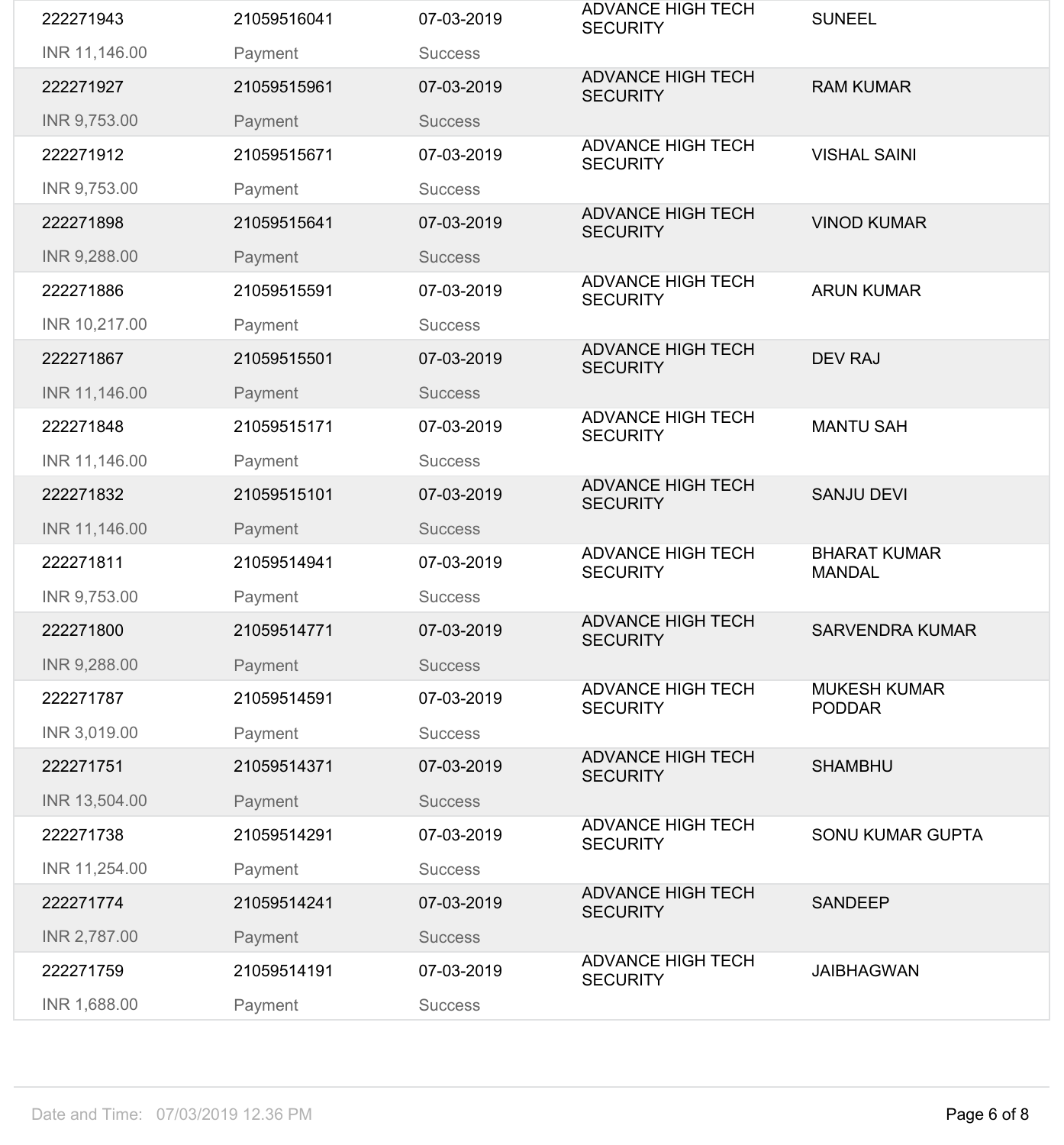| | | | | |
|---|---|---|---|---|
| 222271943 | 21059516041 | 07-03-2019 | ADVANCE HIGH TECH SECURITY | SUNEEL |
| INR 11,146.00 | Payment | Success | | |
| 222271927 | 21059515961 | 07-03-2019 | ADVANCE HIGH TECH SECURITY | RAM KUMAR |
| INR 9,753.00 | Payment | Success | | |
| 222271912 | 21059515671 | 07-03-2019 | ADVANCE HIGH TECH SECURITY | VISHAL SAINI |
| INR 9,753.00 | Payment | Success | | |
| 222271898 | 21059515641 | 07-03-2019 | ADVANCE HIGH TECH SECURITY | VINOD KUMAR |
| INR 9,288.00 | Payment | Success | | |
| 222271886 | 21059515591 | 07-03-2019 | ADVANCE HIGH TECH SECURITY | ARUN KUMAR |
| INR 10,217.00 | Payment | Success | | |
| 222271867 | 21059515501 | 07-03-2019 | ADVANCE HIGH TECH SECURITY | DEV RAJ |
| INR 11,146.00 | Payment | Success | | |
| 222271848 | 21059515171 | 07-03-2019 | ADVANCE HIGH TECH SECURITY | MANTU SAH |
| INR 11,146.00 | Payment | Success | | |
| 222271832 | 21059515101 | 07-03-2019 | ADVANCE HIGH TECH SECURITY | SANJU DEVI |
| INR 11,146.00 | Payment | Success | | |
| 222271811 | 21059514941 | 07-03-2019 | ADVANCE HIGH TECH SECURITY | BHARAT KUMAR MANDAL |
| INR 9,753.00 | Payment | Success | | |
| 222271800 | 21059514771 | 07-03-2019 | ADVANCE HIGH TECH SECURITY | SARVENDRA KUMAR |
| INR 9,288.00 | Payment | Success | | |
| 222271787 | 21059514591 | 07-03-2019 | ADVANCE HIGH TECH SECURITY | MUKESH KUMAR PODDAR |
| INR 3,019.00 | Payment | Success | | |
| 222271751 | 21059514371 | 07-03-2019 | ADVANCE HIGH TECH SECURITY | SHAMBHU |
| INR 13,504.00 | Payment | Success | | |
| 222271738 | 21059514291 | 07-03-2019 | ADVANCE HIGH TECH SECURITY | SONU KUMAR GUPTA |
| INR 11,254.00 | Payment | Success | | |
| 222271774 | 21059514241 | 07-03-2019 | ADVANCE HIGH TECH SECURITY | SANDEEP |
| INR 2,787.00 | Payment | Success | | |
| 222271759 | 21059514191 | 07-03-2019 | ADVANCE HIGH TECH SECURITY | JAIBHAGWAN |
| INR 1,688.00 | Payment | Success | | |

Date and Time: 07/03/2019 12.36 PM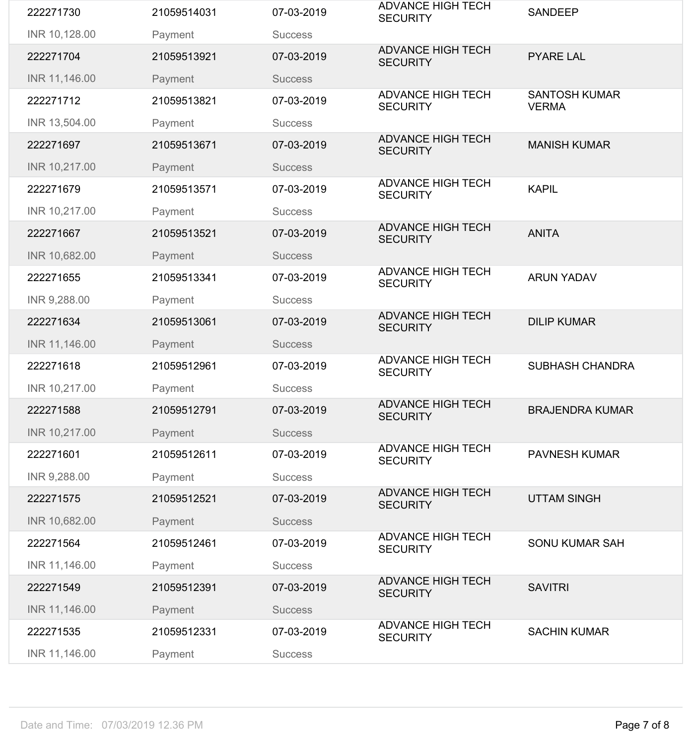| | | | | |
|---|---|---|---|---|
| 222271730 | 21059514031 | 07-03-2019 | ADVANCE HIGH TECH SECURITY | SANDEEP |
| INR 10,128.00 | Payment | Success | | |
| 222271704 | 21059513921 | 07-03-2019 | ADVANCE HIGH TECH SECURITY | PYARE LAL |
| INR 11,146.00 | Payment | Success | | |
| 222271712 | 21059513821 | 07-03-2019 | ADVANCE HIGH TECH SECURITY | SANTOSH KUMAR VERMA |
| INR 13,504.00 | Payment | Success | | |
| 222271697 | 21059513671 | 07-03-2019 | ADVANCE HIGH TECH SECURITY | MANISH KUMAR |
| INR 10,217.00 | Payment | Success | | |
| 222271679 | 21059513571 | 07-03-2019 | ADVANCE HIGH TECH SECURITY | KAPIL |
| INR 10,217.00 | Payment | Success | | |
| 222271667 | 21059513521 | 07-03-2019 | ADVANCE HIGH TECH SECURITY | ANITA |
| INR 10,682.00 | Payment | Success | | |
| 222271655 | 21059513341 | 07-03-2019 | ADVANCE HIGH TECH SECURITY | ARUN YADAV |
| INR 9,288.00 | Payment | Success | | |
| 222271634 | 21059513061 | 07-03-2019 | ADVANCE HIGH TECH SECURITY | DILIP KUMAR |
| INR 11,146.00 | Payment | Success | | |
| 222271618 | 21059512961 | 07-03-2019 | ADVANCE HIGH TECH SECURITY | SUBHASH CHANDRA |
| INR 10,217.00 | Payment | Success | | |
| 222271588 | 21059512791 | 07-03-2019 | ADVANCE HIGH TECH SECURITY | BRAJENDRA KUMAR |
| INR 10,217.00 | Payment | Success | | |
| 222271601 | 21059512611 | 07-03-2019 | ADVANCE HIGH TECH SECURITY | PAVNESH KUMAR |
| INR 9,288.00 | Payment | Success | | |
| 222271575 | 21059512521 | 07-03-2019 | ADVANCE HIGH TECH SECURITY | UTTAM SINGH |
| INR 10,682.00 | Payment | Success | | |
| 222271564 | 21059512461 | 07-03-2019 | ADVANCE HIGH TECH SECURITY | SONU KUMAR SAH |
| INR 11,146.00 | Payment | Success | | |
| 222271549 | 21059512391 | 07-03-2019 | ADVANCE HIGH TECH SECURITY | SAVITRI |
| INR 11,146.00 | Payment | Success | | |
| 222271535 | 21059512331 | 07-03-2019 | ADVANCE HIGH TECH SECURITY | SACHIN KUMAR |
| INR 11,146.00 | Payment | Success | | |

Date and Time: 07/03/2019 12.36 PM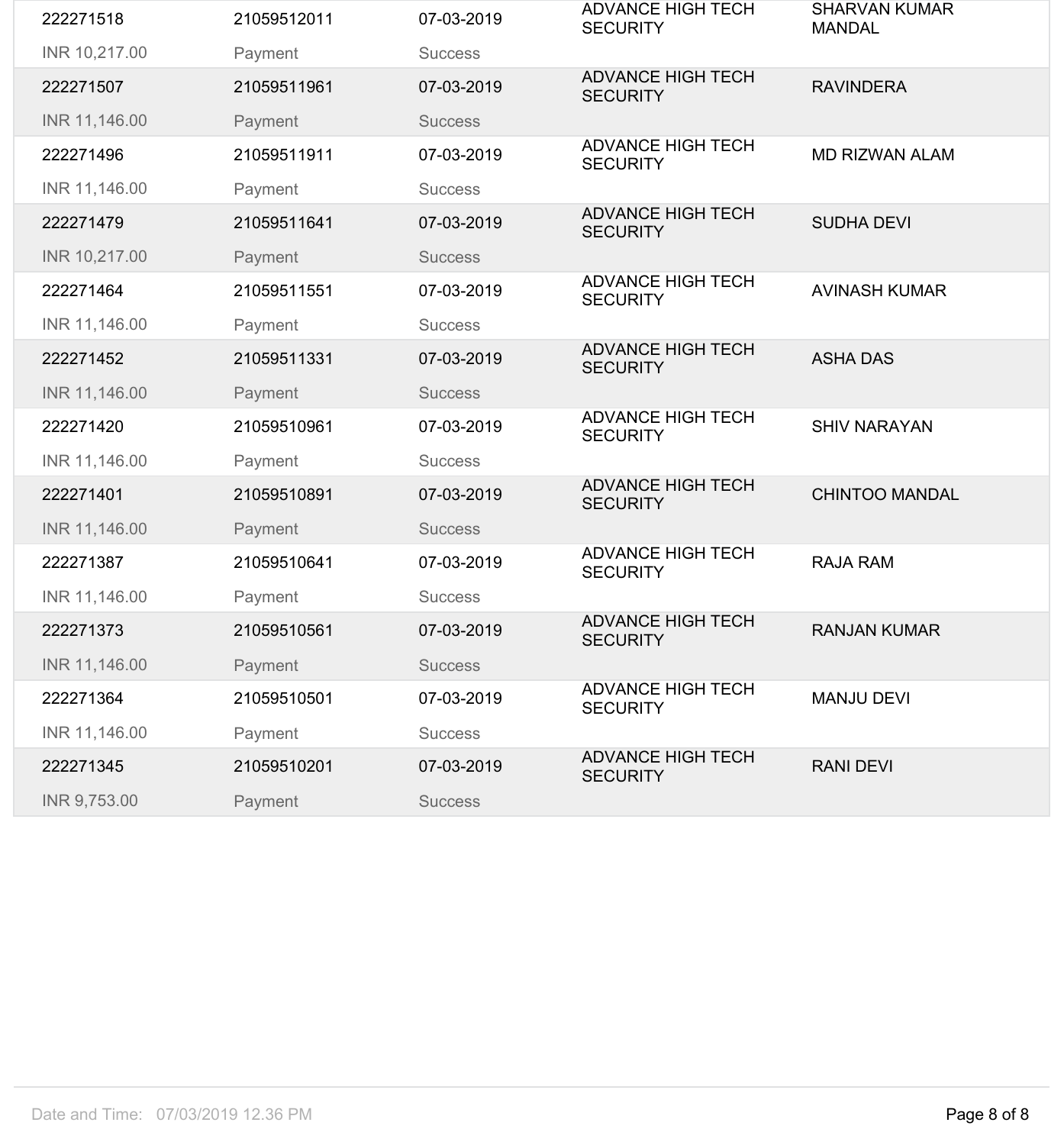| | | | | |
|---|---|---|---|---|
| 222271518 | 21059512011 | 07-03-2019 | ADVANCE HIGH TECH SECURITY | SHARVAN KUMAR MANDAL |
| INR 10,217.00 | Payment | Success | | |
| 222271507 | 21059511961 | 07-03-2019 | ADVANCE HIGH TECH SECURITY | RAVINDERA |
| INR 11,146.00 | Payment | Success | | |
| 222271496 | 21059511911 | 07-03-2019 | ADVANCE HIGH TECH SECURITY | MD RIZWAN ALAM |
| INR 11,146.00 | Payment | Success | | |
| 222271479 | 21059511641 | 07-03-2019 | ADVANCE HIGH TECH SECURITY | SUDHA DEVI |
| INR 10,217.00 | Payment | Success | | |
| 222271464 | 21059511551 | 07-03-2019 | ADVANCE HIGH TECH SECURITY | AVINASH KUMAR |
| INR 11,146.00 | Payment | Success | | |
| 222271452 | 21059511331 | 07-03-2019 | ADVANCE HIGH TECH SECURITY | ASHA DAS |
| INR 11,146.00 | Payment | Success | | |
| 222271420 | 21059510961 | 07-03-2019 | ADVANCE HIGH TECH SECURITY | SHIV NARAYAN |
| INR 11,146.00 | Payment | Success | | |
| 222271401 | 21059510891 | 07-03-2019 | ADVANCE HIGH TECH SECURITY | CHINTOO MANDAL |
| INR 11,146.00 | Payment | Success | | |
| 222271387 | 21059510641 | 07-03-2019 | ADVANCE HIGH TECH SECURITY | RAJA RAM |
| INR 11,146.00 | Payment | Success | | |
| 222271373 | 21059510561 | 07-03-2019 | ADVANCE HIGH TECH SECURITY | RANJAN KUMAR |
| INR 11,146.00 | Payment | Success | | |
| 222271364 | 21059510501 | 07-03-2019 | ADVANCE HIGH TECH SECURITY | MANJU DEVI |
| INR 11,146.00 | Payment | Success | | |
| 222271345 | 21059510201 | 07-03-2019 | ADVANCE HIGH TECH SECURITY | RANI DEVI |
| INR 9,753.00 | Payment | Success | | |

Date and Time: 07/03/2019 12.36 PM